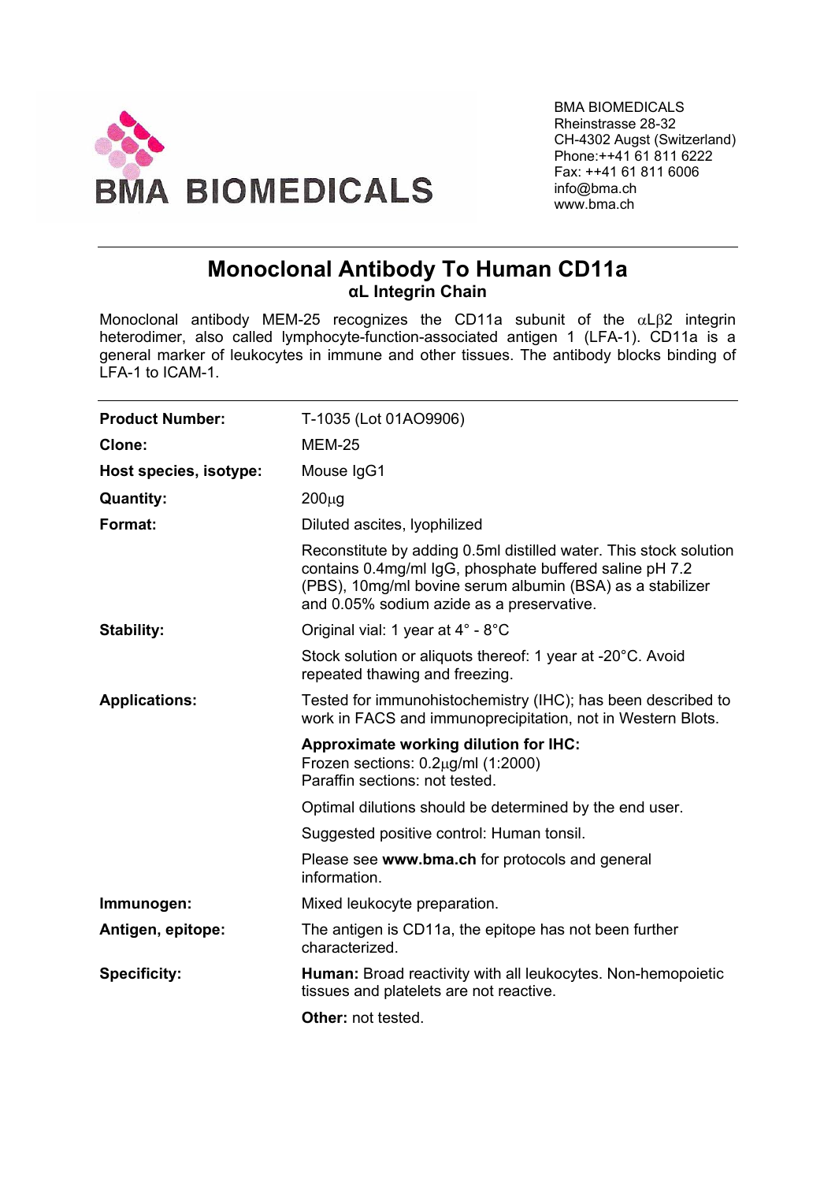BMA BIOMEDICALS

BMA BIOMEDICALS
Rheinstrasse 28-32
CH-4302 Augst (Switzerland)
Phone:++41 61 811 6222
Fax: ++41 61 811 6006
info@bma.ch
www.bma.ch

# Monoclonal Antibody To Human CD11a

## αL Integrin Chain

Monoclonal antibody MEM-25 recognizes the CD11a subunit of the αLβ2 integrin heterodimer, also called lymphocyte-function-associated antigen 1 (LFA-1). CD11a is a general marker of leukocytes in immune and other tissues. The antibody blocks binding of LFA-1 to ICAM-1.

| | |
|---|---|
| **Product Number:** | T-1035 (Lot 01AO9906) |
| **Clone:** | MEM-25 |
| **Host species, isotype:** | Mouse IgG1 |
| **Quantity:** | 200μg |
| **Format:** | Diluted ascites, lyophilized |
| | Reconstitute by adding 0.5ml distilled water. This stock solution contains 0.4mg/ml IgG, phosphate buffered saline pH 7.2 (PBS), 10mg/ml bovine serum albumin (BSA) as a stabilizer and 0.05% sodium azide as a preservative. |
| **Stability:** | Original vial: 1 year at 4° - 8°C |
| | Stock solution or aliquots thereof: 1 year at -20°C. Avoid repeated thawing and freezing. |
| **Applications:** | Tested for immunohistochemistry (IHC); has been described to work in FACS and immunoprecipitation, not in Western Blots. |
| | **Approximate working dilution for IHC:** Frozen sections: 0.2μg/ml (1:2000) Paraffin sections: not tested. |
| | Optimal dilutions should be determined by the end user. |
| | Suggested positive control: Human tonsil. |
| | Please see **www.bma.ch** for protocols and general information. |
| **Immunogen:** | Mixed leukocyte preparation. |
| **Antigen, epitope:** | The antigen is CD11a, the epitope has not been further characterized. |
| **Specificity:** | **Human:** Broad reactivity with all leukocytes. Non-hemopoietic tissues and platelets are not reactive. |
| | **Other:** not tested. |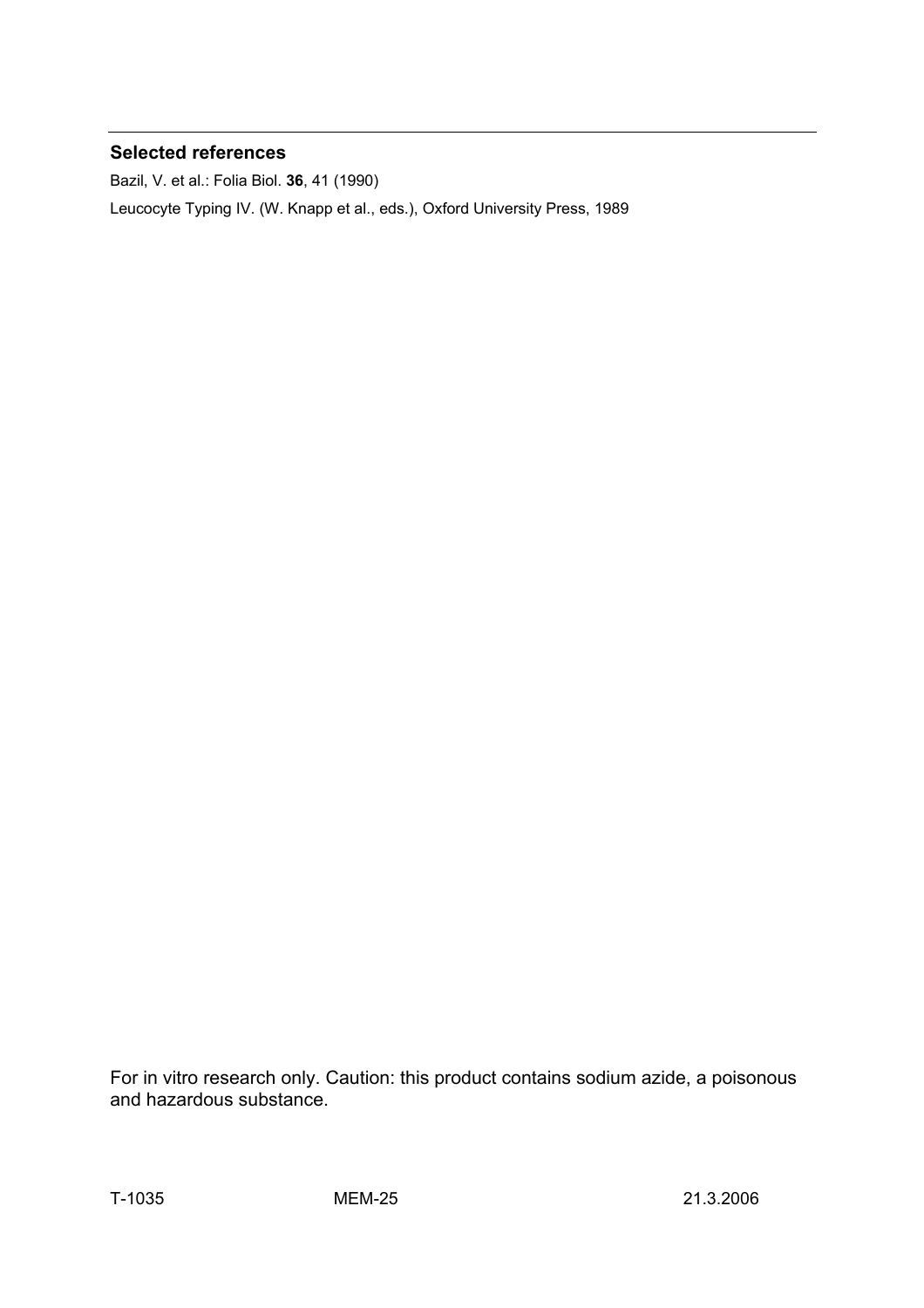## Selected references

Bazil, V. et al.: Folia Biol. **36**, 41 (1990)

Leucocyte Typing IV. (W. Knapp et al., eds.), Oxford University Press, 1989

For in vitro research only. Caution: this product contains sodium azide, a poisonous and hazardous substance.

T-1035 MEM-25 21.3.2006